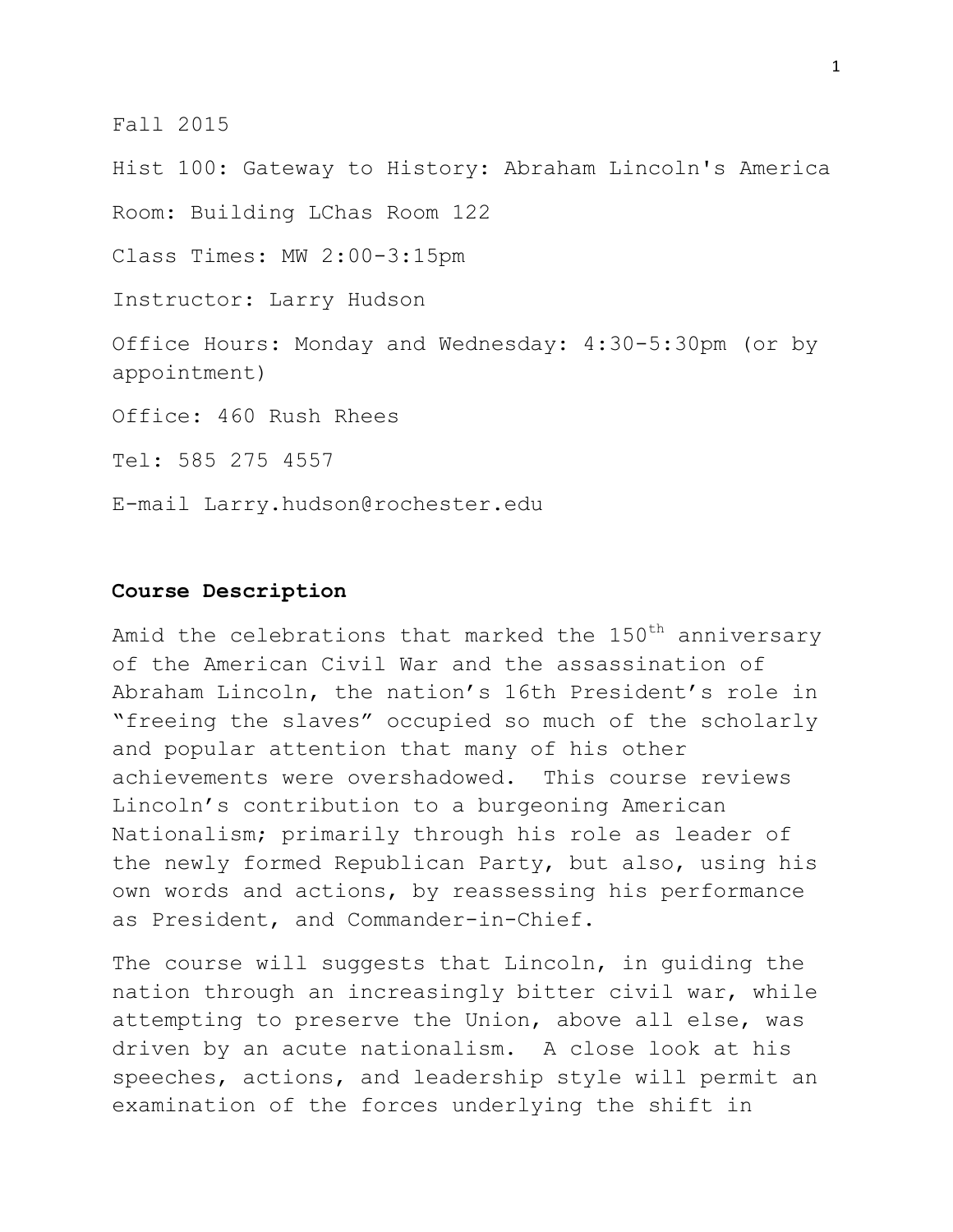Fall 2015

Hist 100: Gateway to History: Abraham Lincoln's America

Room: Building LChas Room 122

Class Times: MW 2:00-3:15pm

Instructor: Larry Hudson

Office Hours: Monday and Wednesday: 4:30-5:30pm (or by appointment)

Office: 460 Rush Rhees

Tel: 585 275 4557

E-mail Larry.hudson@rochester.edu

## Course Description

Amid the celebrations that marked the 150th anniversary of the American Civil War and the assassination of Abraham Lincoln, the nation's 16th President's role in "freeing the slaves" occupied so much of the scholarly and popular attention that many of his other achievements were overshadowed. This course reviews Lincoln's contribution to a burgeoning American Nationalism; primarily through his role as leader of the newly formed Republican Party, but also, using his own words and actions, by reassessing his performance as President, and Commander-in-Chief.

The course will suggests that Lincoln, in guiding the nation through an increasingly bitter civil war, while attempting to preserve the Union, above all else, was driven by an acute nationalism. A close look at his speeches, actions, and leadership style will permit an examination of the forces underlying the shift in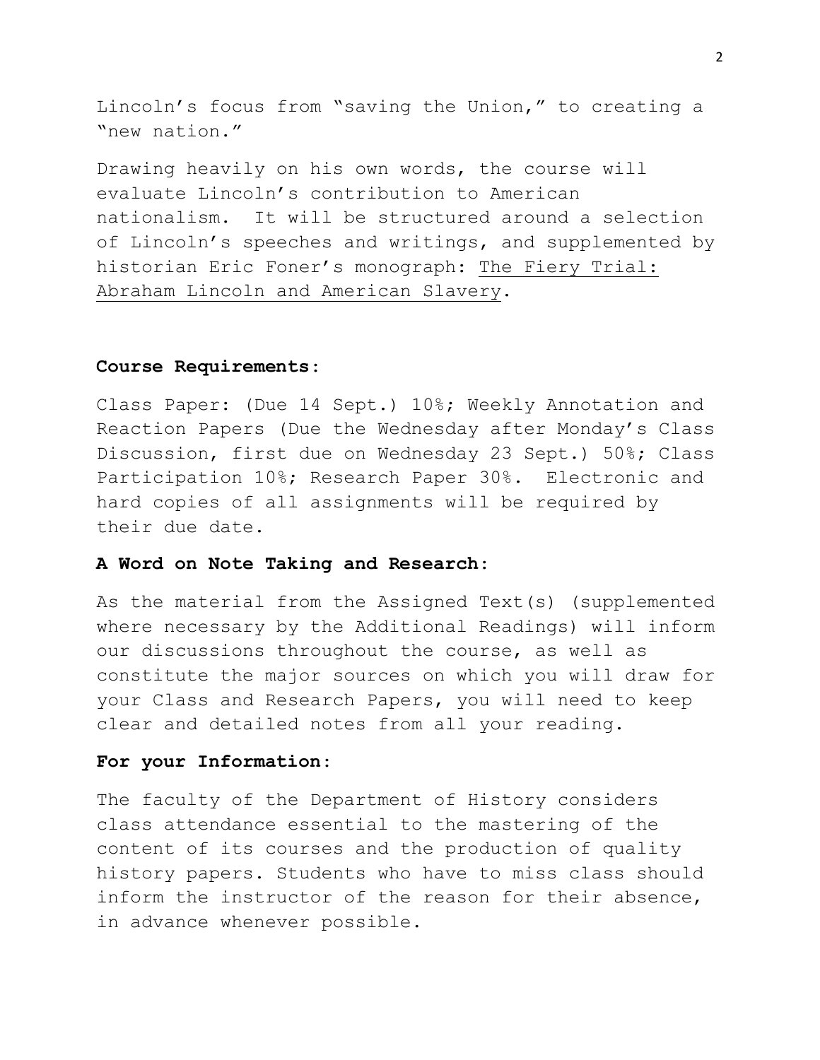Lincoln's focus from "saving the Union," to creating a "new nation."

Drawing heavily on his own words, the course will evaluate Lincoln's contribution to American nationalism. It will be structured around a selection of Lincoln's speeches and writings, and supplemented by historian Eric Foner's monograph: The Fiery Trial: Abraham Lincoln and American Slavery.

**Course Requirements:**

Class Paper: (Due 14 Sept.) 10%; Weekly Annotation and Reaction Papers (Due the Wednesday after Monday's Class Discussion, first due on Wednesday 23 Sept.) 50%; Class Participation 10%; Research Paper 30%. Electronic and hard copies of all assignments will be required by their due date.

**A Word on Note Taking and Research:**

As the material from the Assigned Text(s) (supplemented where necessary by the Additional Readings) will inform our discussions throughout the course, as well as constitute the major sources on which you will draw for your Class and Research Papers, you will need to keep clear and detailed notes from all your reading.

**For your Information:**

The faculty of the Department of History considers class attendance essential to the mastering of the content of its courses and the production of quality history papers. Students who have to miss class should inform the instructor of the reason for their absence, in advance whenever possible.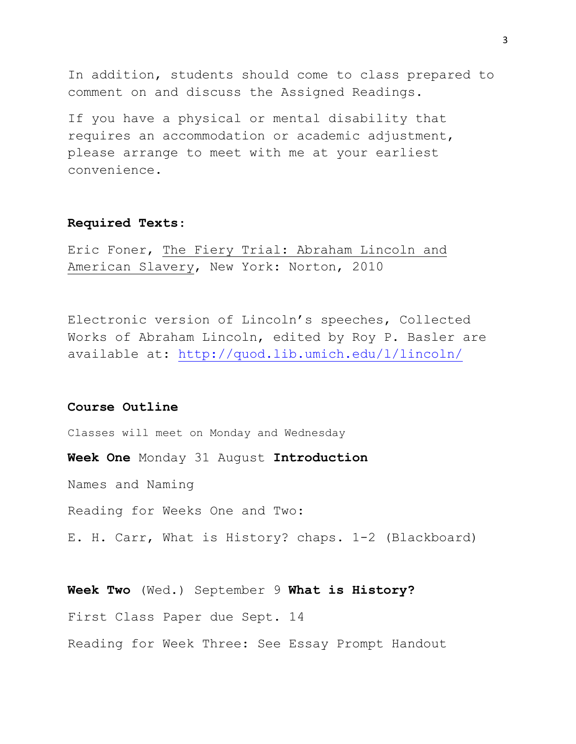In addition, students should come to class prepared to comment on and discuss the Assigned Readings.

If you have a physical or mental disability that requires an accommodation or academic adjustment, please arrange to meet with me at your earliest convenience.

**Required Texts**:

Eric Foner, The Fiery Trial: Abraham Lincoln and American Slavery, New York: Norton, 2010

Electronic version of Lincoln's speeches, Collected Works of Abraham Lincoln, edited by Roy P. Basler are available at: http://quod.lib.umich.edu/l/lincoln/

**Course Outline**

Classes will meet on Monday and Wednesday

**Week One** Monday 31 August **Introduction**

Names and Naming

Reading for Weeks One and Two:

E. H. Carr, What is History? chaps. 1-2 (Blackboard)

**Week Two** (Wed.) September 9 **What is History?**

First Class Paper due Sept. 14

Reading for Week Three: See Essay Prompt Handout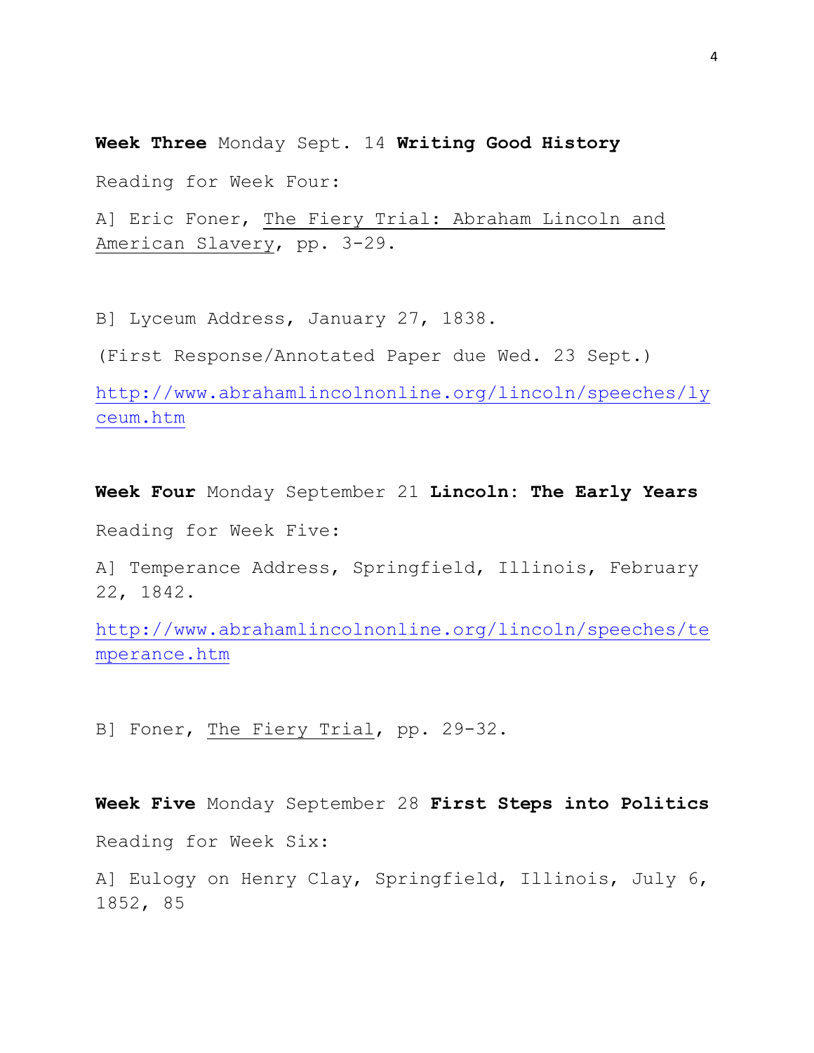**Week Three** Monday Sept. 14 **Writing Good History**

Reading for Week Four:

A] Eric Foner, The Fiery Trial: Abraham Lincoln and American Slavery, pp. 3-29.

B] Lyceum Address, January 27, 1838.

(First Response/Annotated Paper due Wed. 23 Sept.)

http://www.abrahamlincolnonline.org/lincoln/speeches/lyceum.htm

**Week Four** Monday September 21 **Lincoln: The Early Years**

Reading for Week Five:

A] Temperance Address, Springfield, Illinois, February 22, 1842.

http://www.abrahamlincolnonline.org/lincoln/speeches/temperance.htm

B] Foner, The Fiery Trial, pp. 29-32.

**Week Five** Monday September 28 **First Steps into Politics**

Reading for Week Six:

A] Eulogy on Henry Clay, Springfield, Illinois, July 6, 1852, 85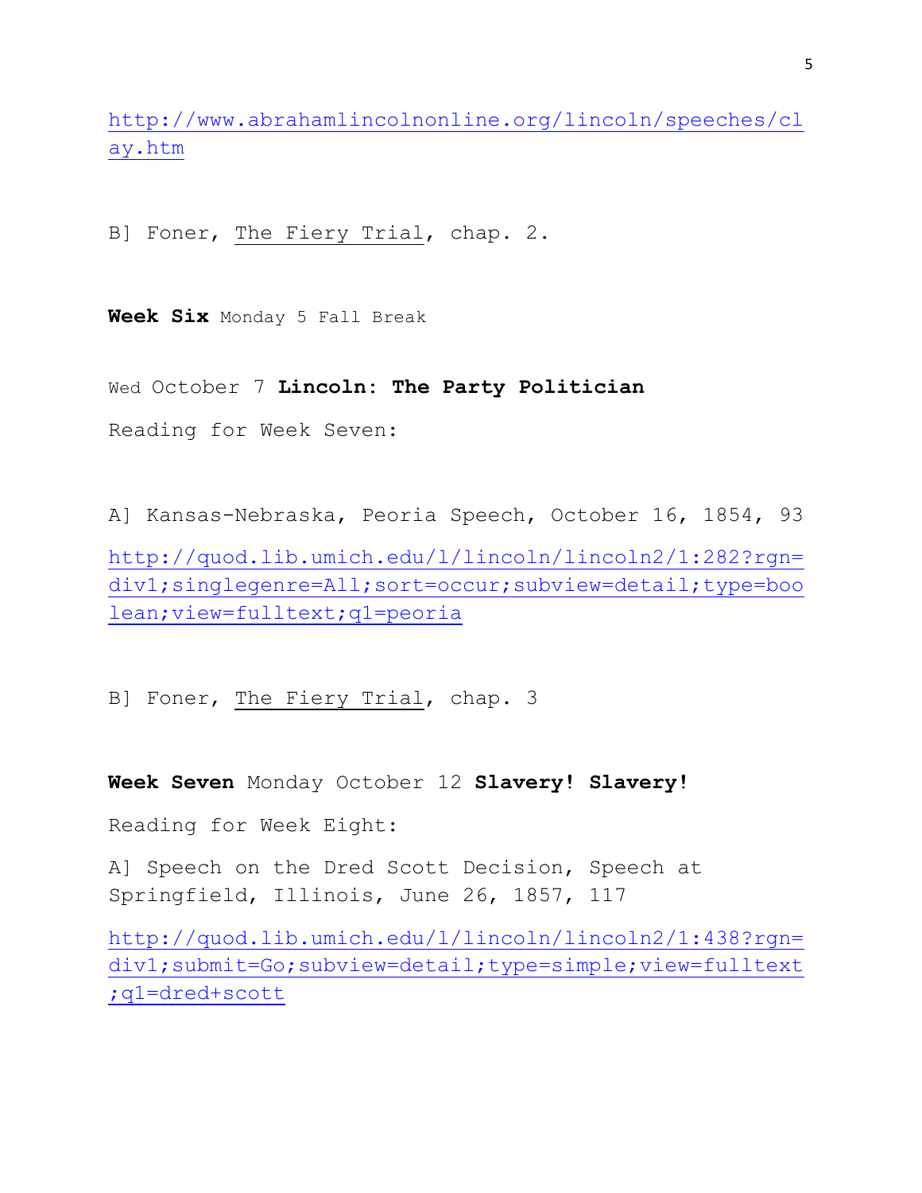http://www.abrahamlincolnonline.org/lincoln/speeches/clay.htm

B] Foner, The Fiery Trial, chap. 2.

**Week Six** Monday 5 Fall Break

Wed October 7 **Lincoln: The Party Politician**

Reading for Week Seven:

A] Kansas-Nebraska, Peoria Speech, October 16, 1854, 93

http://quod.lib.umich.edu/l/lincoln/lincoln2/1:282?rgn=div1;singlegenre=All;sort=occur;subview=detail;type=boolean;view=fulltext;q1=peoria

B] Foner, The Fiery Trial, chap. 3

**Week Seven** Monday October 12 **Slavery! Slavery!**

Reading for Week Eight:

A] Speech on the Dred Scott Decision, Speech at Springfield, Illinois, June 26, 1857, 117

http://quod.lib.umich.edu/l/lincoln/lincoln2/1:438?rgn=div1;submit=Go;subview=detail;type=simple;view=fulltext;q1=dred+scott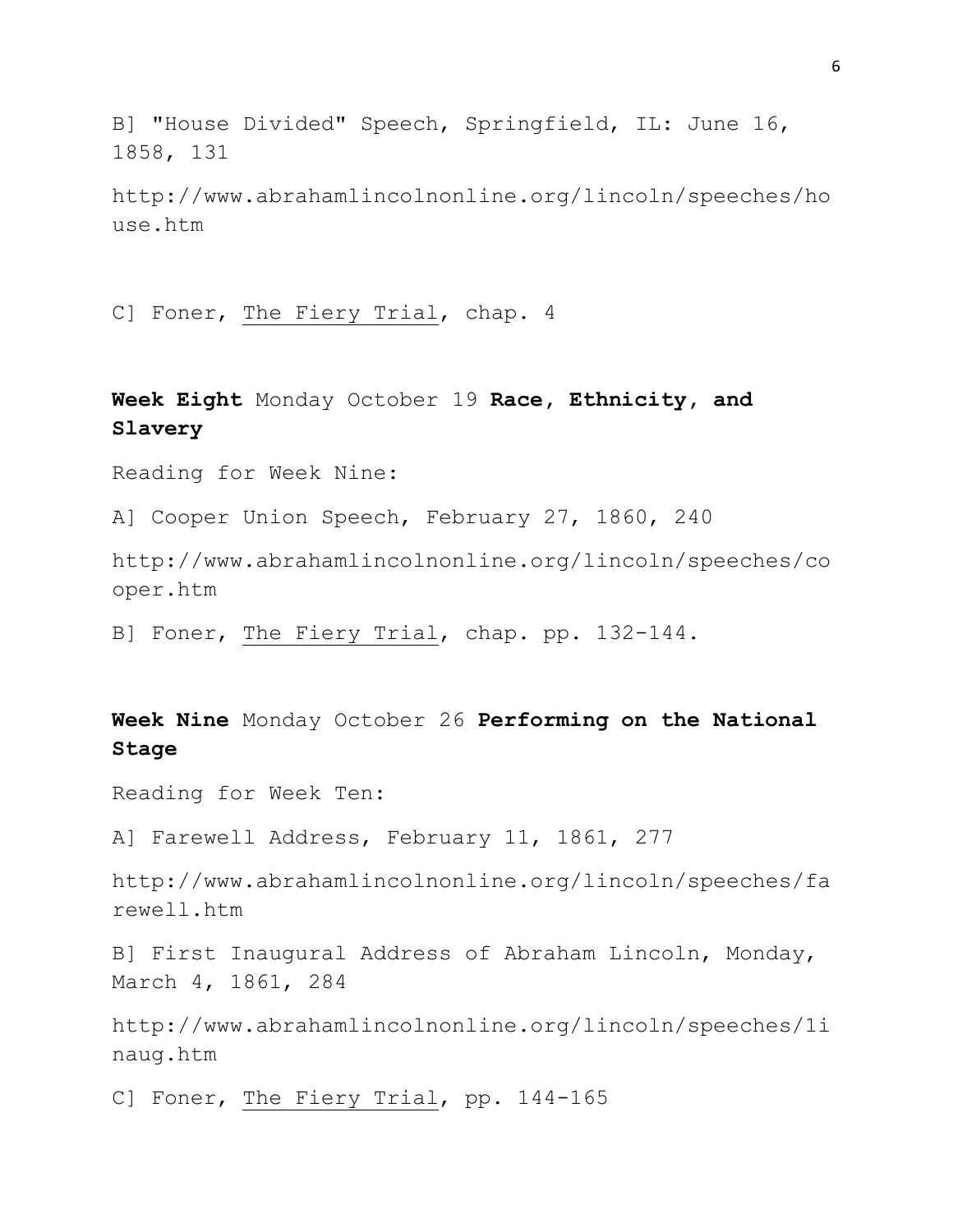B] "House Divided" Speech, Springfield, IL: June 16, 1858, 131

http://www.abrahamlincolnonline.org/lincoln/speeches/house.htm

C] Foner, The Fiery Trial, chap. 4

**Week Eight** Monday October 19 **Race, Ethnicity, and Slavery**

Reading for Week Nine:

A] Cooper Union Speech, February 27, 1860, 240

http://www.abrahamlincolnonline.org/lincoln/speeches/cooper.htm

B] Foner, The Fiery Trial, chap. pp. 132-144.

**Week Nine** Monday October 26 **Performing on the National Stage**

Reading for Week Ten:

A] Farewell Address, February 11, 1861, 277

http://www.abrahamlincolnonline.org/lincoln/speeches/farewell.htm

B] First Inaugural Address of Abraham Lincoln, Monday, March 4, 1861, 284

http://www.abrahamlincolnonline.org/lincoln/speeches/1inaug.htm

C] Foner, The Fiery Trial, pp. 144-165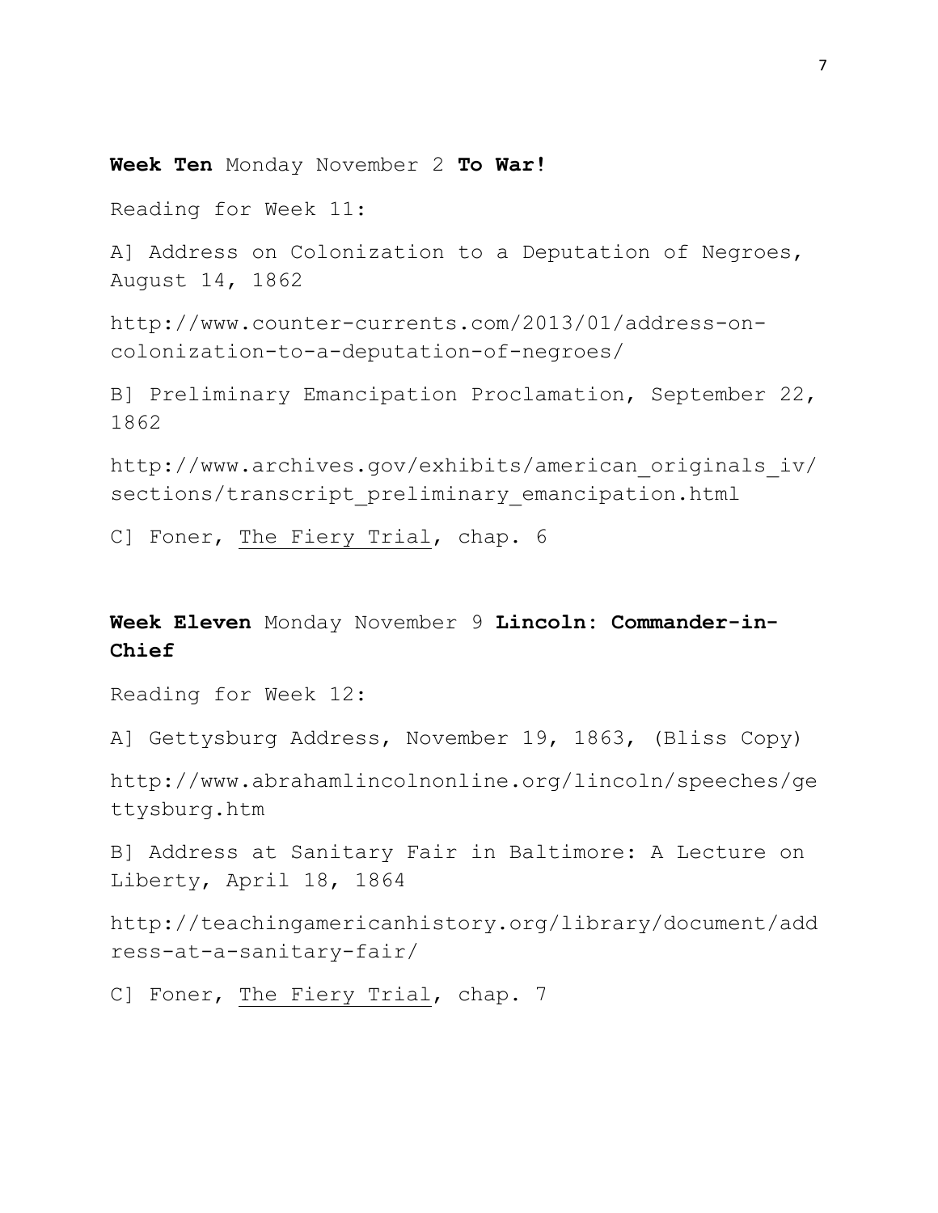**Week Ten** Monday November 2 **To War!**

Reading for Week 11:

A] Address on Colonization to a Deputation of Negroes, August 14, 1862

http://www.counter-currents.com/2013/01/address-on-colonization-to-a-deputation-of-negroes/

B] Preliminary Emancipation Proclamation, September 22, 1862

http://www.archives.gov/exhibits/american_originals_iv/sections/transcript_preliminary_emancipation.html

C] Foner, <u>The Fiery Trial</u>, chap. 6

**Week Eleven** Monday November 9 **Lincoln: Commander-in-Chief**

Reading for Week 12:

A] Gettysburg Address, November 19, 1863, (Bliss Copy)

http://www.abrahamlincolnonline.org/lincoln/speeches/gettysburg.htm

B] Address at Sanitary Fair in Baltimore: A Lecture on Liberty, April 18, 1864

http://teachingamericanhistory.org/library/document/address-at-a-sanitary-fair/

C] Foner, <u>The Fiery Trial</u>, chap. 7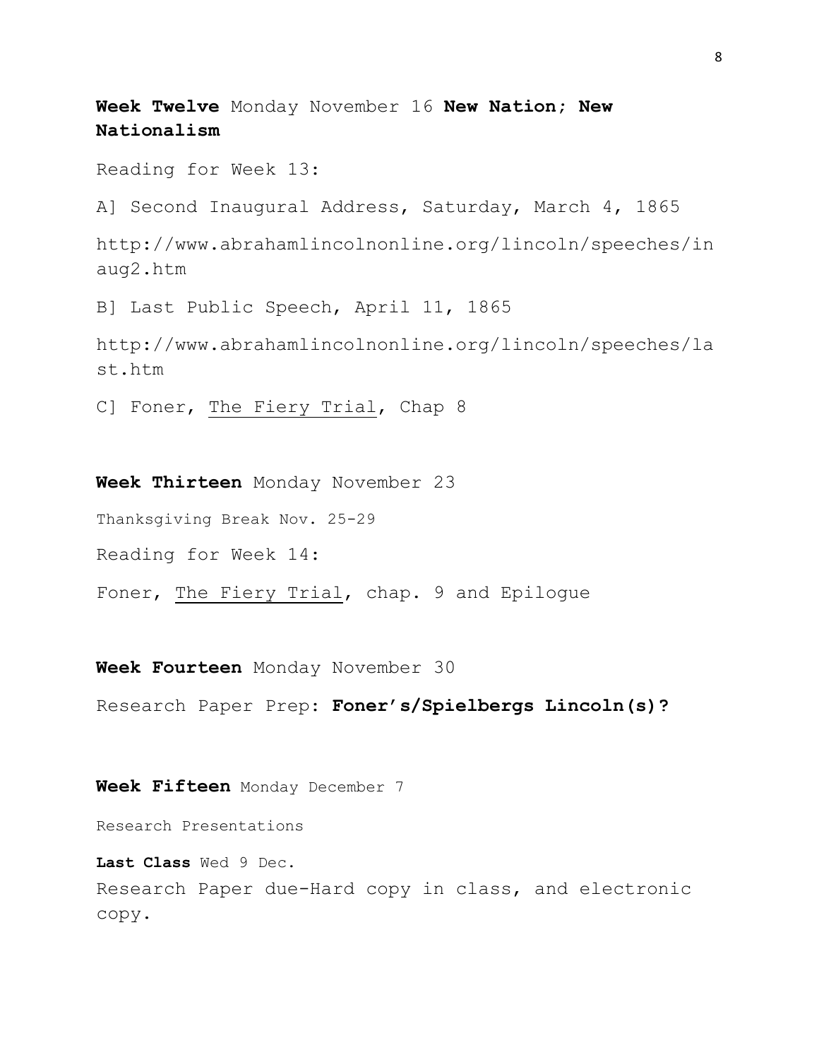**Week Twelve** Monday November 16 **New Nation; New Nationalism**

Reading for Week 13:

A] Second Inaugural Address, Saturday, March 4, 1865

http://www.abrahamlincolnonline.org/lincoln/speeches/inaug2.htm

B] Last Public Speech, April 11, 1865

http://www.abrahamlincolnonline.org/lincoln/speeches/last.htm

C] Foner, The Fiery Trial, Chap 8

**Week Thirteen** Monday November 23

Thanksgiving Break Nov. 25-29

Reading for Week 14:

Foner, The Fiery Trial, chap. 9 and Epilogue

**Week Fourteen** Monday November 30

Research Paper Prep: **Foner's/Spielbergs Lincoln(s)?**

**Week Fifteen** Monday December 7

Research Presentations

**Last Class** Wed 9 Dec.

Research Paper due-Hard copy in class, and electronic copy.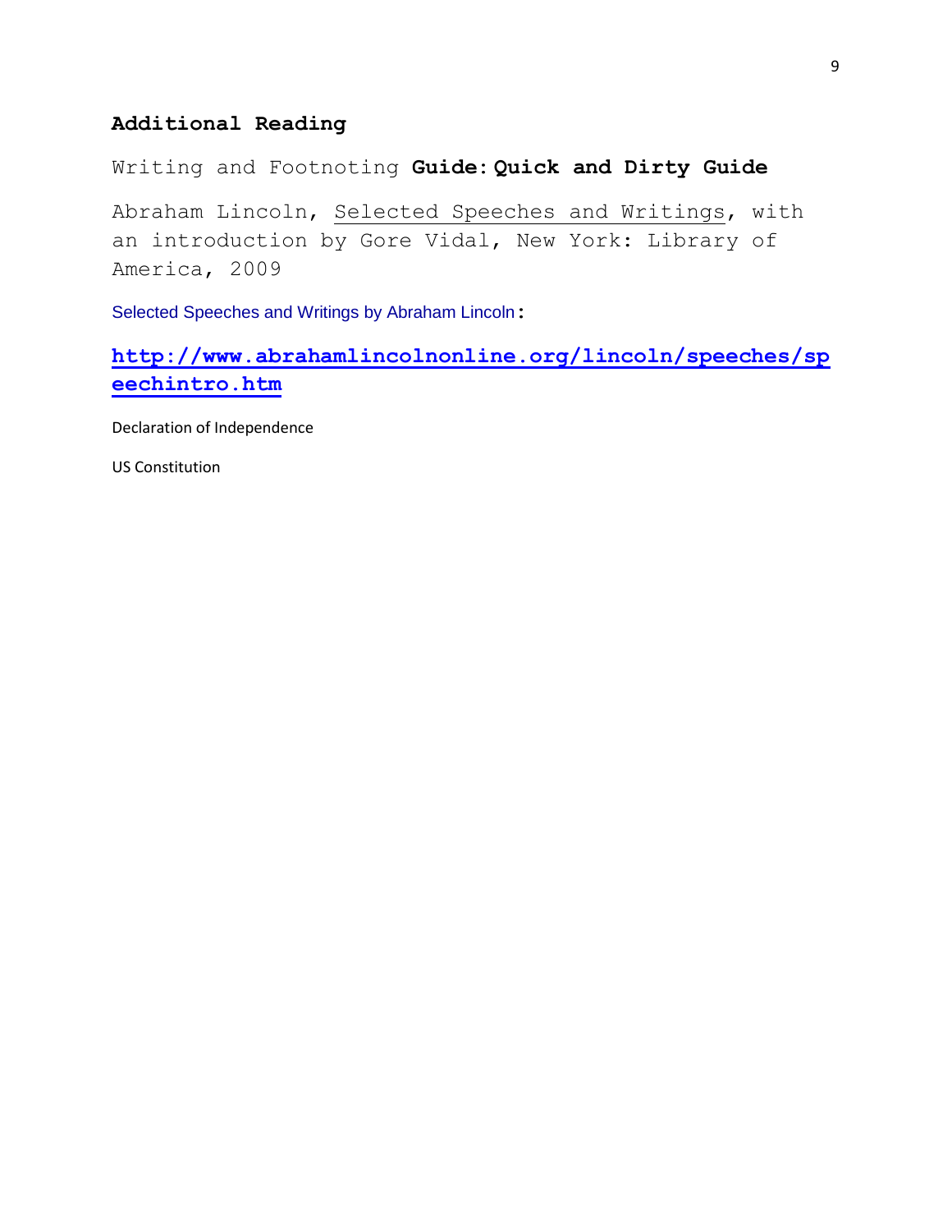## Additional Reading

Writing and Footnoting **Guide: Quick and Dirty Guide**

Abraham Lincoln, Selected Speeches and Writings, with an introduction by Gore Vidal, New York: Library of America, 2009

Selected Speeches and Writings by Abraham Lincoln:

**http://www.abrahamlincolnonline.org/lincoln/speeches/speechintro.htm**

Declaration of Independence

US Constitution